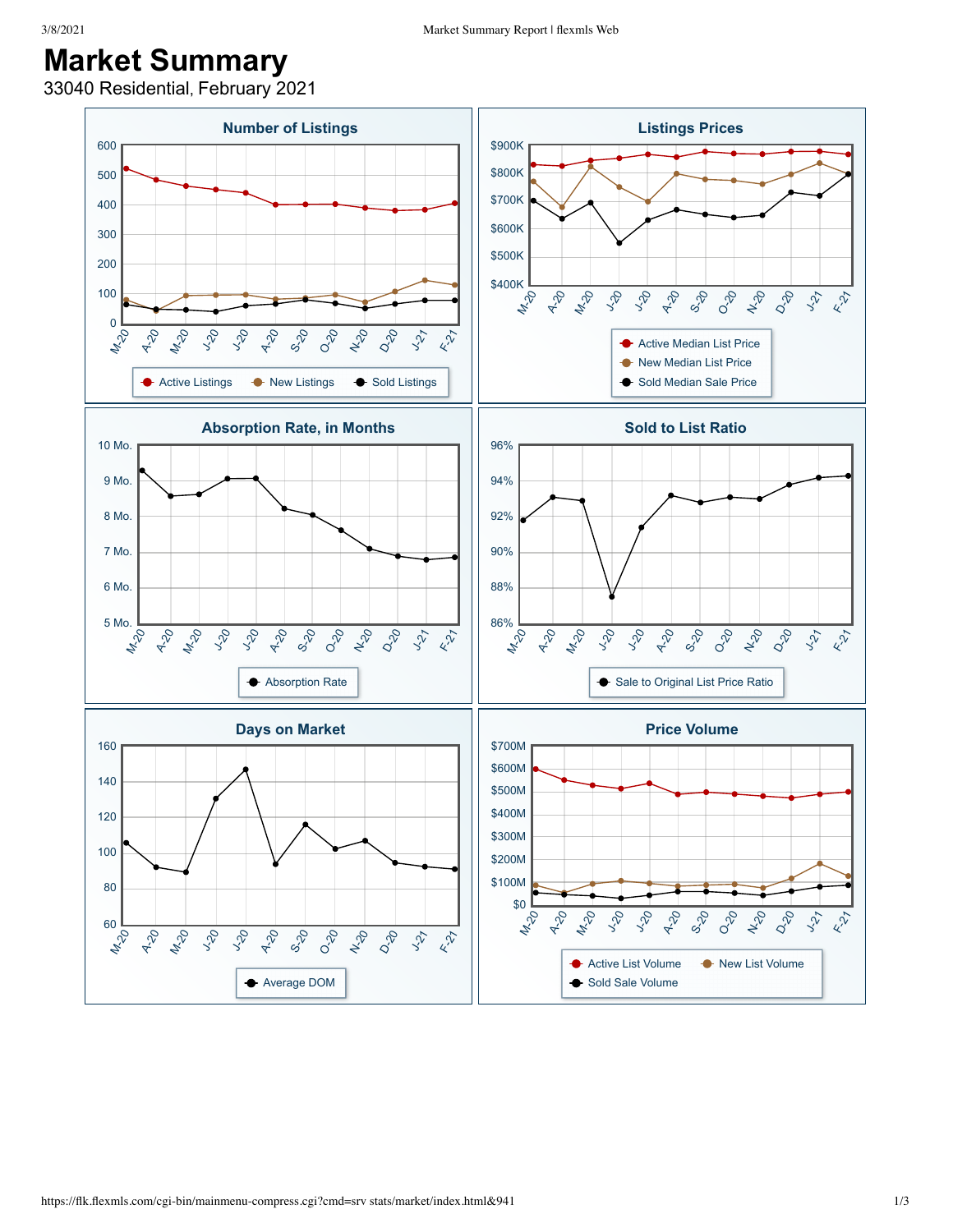# Market Summary

33040 Residential, February 2021

## Number of Listings

Y-axis: 0, 100, 200, 300, 400, 500, 600

X-axis: M-20, A-20, M-20, J-20, J-20, A-20, S-20, O-20, N-20, D-20, J-21, F-21

Legend: Active Listings, New Listings, Sold Listings

## Listings Prices

Y-axis: $400K, $500K, $600K, $700K, $800K, $900K

X-axis: M-20, A-20, M-20, J-20, J-20, A-20, S-20, O-20, N-20, D-20, J-21, F-21

Legend: Active Median List Price, New Median List Price, Sold Median Sale Price

## Absorption Rate, in Months

Y-axis: 5 Mo., 6 Mo., 7 Mo., 8 Mo., 9 Mo., 10 Mo.

X-axis: M-20, A-20, M-20, J-20, J-20, A-20, S-20, O-20, N-20, D-20, J-21, F-21

Legend: Absorption Rate

## Sold to List Ratio

Y-axis: 86%, 88%, 90%, 92%, 94%, 96%

X-axis: M-20, A-20, M-20, J-20, J-20, A-20, S-20, O-20, N-20, D-20, J-21, F-21

Legend: Sale to Original List Price Ratio

## Days on Market

Y-axis: 60, 80, 100, 120, 140, 160

X-axis: M-20, A-20, M-20, J-20, J-20, A-20, S-20, O-20, N-20, D-20, J-21, F-21

Legend: Average DOM

## Price Volume

Y-axis: $0, $100M, $200M, $300M, $400M, $500M, $600M, $700M

X-axis: M-20, A-20, M-20, J-20, J-20, A-20, S-20, O-20, N-20, D-20, J-21, F-21

Legend: Active List Volume, New List Volume, Sold Sale Volume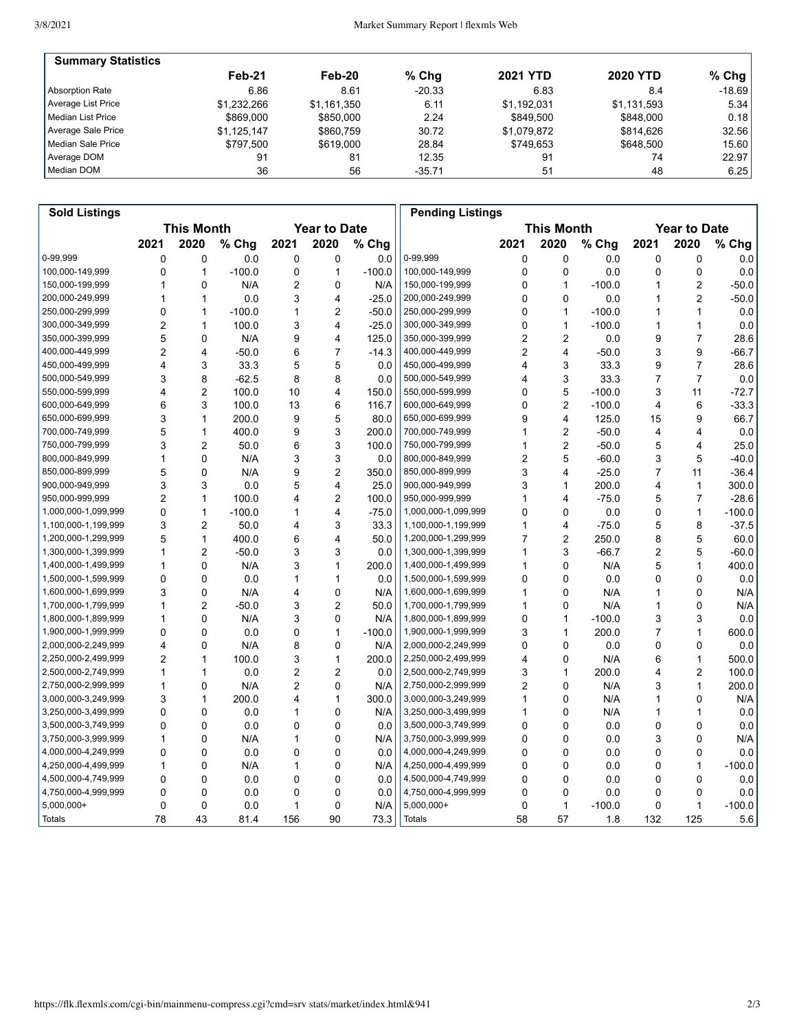## Summary Statistics

| | Feb-21 | Feb-20 | % Chg | 2021 YTD | 2020 YTD | % Chg |
|---|---|---|---|---|---|---|
| Absorption Rate | 6.86 | 8.61 | -20.33 | 6.83 | 8.4 | -18.69 |
| Average List Price | $1,232,266 | $1,161,350 | 6.11 | $1,192,031 | $1,131,593 | 5.34 |
| Median List Price | $869,000 | $850,000 | 2.24 | $849,500 | $848,000 | 0.18 |
| Average Sale Price | $1,125,147 | $860,759 | 30.72 | $1,079,872 | $814,626 | 32.56 |
| Median Sale Price | $797,500 | $619,000 | 28.84 | $749,653 | $648,500 | 15.60 |
| Average DOM | 91 | 81 | 12.35 | 91 | 74 | 22.97 |
| Median DOM | 36 | 56 | -35.71 | 51 | 48 | 6.25 |

## Sold Listings

| | This Month | | | Year to Date | | |
|---|---|---|---|---|---|---|
| | 2021 | 2020 | % Chg | 2021 | 2020 | % Chg |
| 0-99,999 | 0 | 0 | 0.0 | 0 | 0 | 0.0 |
| 100,000-149,999 | 0 | 1 | -100.0 | 0 | 1 | -100.0 |
| 150,000-199,999 | 1 | 0 | N/A | 2 | 0 | N/A |
| 200,000-249,999 | 1 | 1 | 0.0 | 3 | 4 | -25.0 |
| 250,000-299,999 | 0 | 1 | -100.0 | 1 | 2 | -50.0 |
| 300,000-349,999 | 2 | 1 | 100.0 | 3 | 4 | -25.0 |
| 350,000-399,999 | 5 | 0 | N/A | 9 | 4 | 125.0 |
| 400,000-449,999 | 2 | 4 | -50.0 | 6 | 7 | -14.3 |
| 450,000-499,999 | 4 | 3 | 33.3 | 5 | 5 | 0.0 |
| 500,000-549,999 | 3 | 8 | -62.5 | 8 | 8 | 0.0 |
| 550,000-599,999 | 4 | 2 | 100.0 | 10 | 4 | 150.0 |
| 600,000-649,999 | 6 | 3 | 100.0 | 13 | 6 | 116.7 |
| 650,000-699,999 | 3 | 1 | 200.0 | 9 | 5 | 80.0 |
| 700,000-749,999 | 5 | 1 | 400.0 | 9 | 3 | 200.0 |
| 750,000-799,999 | 3 | 2 | 50.0 | 6 | 3 | 100.0 |
| 800,000-849,999 | 1 | 0 | N/A | 3 | 3 | 0.0 |
| 850,000-899,999 | 5 | 0 | N/A | 9 | 2 | 350.0 |
| 900,000-949,999 | 3 | 3 | 0.0 | 5 | 4 | 25.0 |
| 950,000-999,999 | 2 | 1 | 100.0 | 4 | 2 | 100.0 |
| 1,000,000-1,099,999 | 0 | 1 | -100.0 | 1 | 4 | -75.0 |
| 1,100,000-1,199,999 | 3 | 2 | 50.0 | 4 | 3 | 33.3 |
| 1,200,000-1,299,999 | 5 | 1 | 400.0 | 6 | 4 | 50.0 |
| 1,300,000-1,399,999 | 1 | 2 | -50.0 | 3 | 3 | 0.0 |
| 1,400,000-1,499,999 | 1 | 0 | N/A | 3 | 1 | 200.0 |
| 1,500,000-1,599,999 | 0 | 0 | 0.0 | 1 | 1 | 0.0 |
| 1,600,000-1,699,999 | 3 | 0 | N/A | 4 | 0 | N/A |
| 1,700,000-1,799,999 | 1 | 2 | -50.0 | 3 | 2 | 50.0 |
| 1,800,000-1,899,999 | 1 | 0 | N/A | 3 | 0 | N/A |
| 1,900,000-1,999,999 | 0 | 0 | 0.0 | 0 | 1 | -100.0 |
| 2,000,000-2,249,999 | 4 | 0 | N/A | 8 | 0 | N/A |
| 2,250,000-2,499,999 | 2 | 1 | 100.0 | 3 | 1 | 200.0 |
| 2,500,000-2,749,999 | 1 | 1 | 0.0 | 2 | 2 | 0.0 |
| 2,750,000-2,999,999 | 1 | 0 | N/A | 2 | 0 | N/A |
| 3,000,000-3,249,999 | 3 | 1 | 200.0 | 4 | 1 | 300.0 |
| 3,250,000-3,499,999 | 0 | 0 | 0.0 | 1 | 0 | N/A |
| 3,500,000-3,749,999 | 0 | 0 | 0.0 | 0 | 0 | 0.0 |
| 3,750,000-3,999,999 | 1 | 0 | N/A | 1 | 0 | N/A |
| 4,000,000-4,249,999 | 0 | 0 | 0.0 | 0 | 0 | 0.0 |
| 4,250,000-4,499,999 | 1 | 0 | N/A | 1 | 0 | N/A |
| 4,500,000-4,749,999 | 0 | 0 | 0.0 | 0 | 0 | 0.0 |
| 4,750,000-4,999,999 | 0 | 0 | 0.0 | 0 | 0 | 0.0 |
| 5,000,000+ | 0 | 0 | 0.0 | 1 | 0 | N/A |
| Totals | 78 | 43 | 81.4 | 156 | 90 | 73.3 |

## Pending Listings

| | This Month | | | Year to Date | | |
|---|---|---|---|---|---|---|
| | 2021 | 2020 | % Chg | 2021 | 2020 | % Chg |
| 0-99,999 | 0 | 0 | 0.0 | 0 | 0 | 0.0 |
| 100,000-149,999 | 0 | 0 | 0.0 | 0 | 0 | 0.0 |
| 150,000-199,999 | 0 | 1 | -100.0 | 1 | 2 | -50.0 |
| 200,000-249,999 | 0 | 0 | 0.0 | 1 | 2 | -50.0 |
| 250,000-299,999 | 0 | 1 | -100.0 | 1 | 1 | 0.0 |
| 300,000-349,999 | 0 | 1 | -100.0 | 1 | 1 | 0.0 |
| 350,000-399,999 | 2 | 2 | 0.0 | 9 | 7 | 28.6 |
| 400,000-449,999 | 2 | 4 | -50.0 | 3 | 9 | -66.7 |
| 450,000-499,999 | 4 | 3 | 33.3 | 9 | 7 | 28.6 |
| 500,000-549,999 | 4 | 3 | 33.3 | 7 | 7 | 0.0 |
| 550,000-599,999 | 0 | 5 | -100.0 | 3 | 11 | -72.7 |
| 600,000-649,999 | 0 | 2 | -100.0 | 4 | 6 | -33.3 |
| 650,000-699,999 | 9 | 4 | 125.0 | 15 | 9 | 66.7 |
| 700,000-749,999 | 1 | 2 | -50.0 | 4 | 4 | 0.0 |
| 750,000-799,999 | 1 | 2 | -50.0 | 5 | 4 | 25.0 |
| 800,000-849,999 | 2 | 5 | -60.0 | 3 | 5 | -40.0 |
| 850,000-899,999 | 3 | 4 | -25.0 | 7 | 11 | -36.4 |
| 900,000-949,999 | 3 | 1 | 200.0 | 4 | 1 | 300.0 |
| 950,000-999,999 | 1 | 4 | -75.0 | 5 | 7 | -28.6 |
| 1,000,000-1,099,999 | 0 | 0 | 0.0 | 0 | 1 | -100.0 |
| 1,100,000-1,199,999 | 1 | 4 | -75.0 | 5 | 8 | -37.5 |
| 1,200,000-1,299,999 | 7 | 2 | 250.0 | 8 | 5 | 60.0 |
| 1,300,000-1,399,999 | 1 | 3 | -66.7 | 2 | 5 | -60.0 |
| 1,400,000-1,499,999 | 1 | 0 | N/A | 5 | 1 | 400.0 |
| 1,500,000-1,599,999 | 0 | 0 | 0.0 | 0 | 0 | 0.0 |
| 1,600,000-1,699,999 | 1 | 0 | N/A | 1 | 0 | N/A |
| 1,700,000-1,799,999 | 1 | 0 | N/A | 1 | 0 | N/A |
| 1,800,000-1,899,999 | 0 | 1 | -100.0 | 3 | 3 | 0.0 |
| 1,900,000-1,999,999 | 3 | 1 | 200.0 | 7 | 1 | 600.0 |
| 2,000,000-2,249,999 | 0 | 0 | 0.0 | 0 | 0 | 0.0 |
| 2,250,000-2,499,999 | 4 | 0 | N/A | 6 | 1 | 500.0 |
| 2,500,000-2,749,999 | 3 | 1 | 200.0 | 4 | 2 | 100.0 |
| 2,750,000-2,999,999 | 2 | 0 | N/A | 3 | 1 | 200.0 |
| 3,000,000-3,249,999 | 1 | 0 | N/A | 1 | 0 | N/A |
| 3,250,000-3,499,999 | 1 | 0 | N/A | 1 | 1 | 0.0 |
| 3,500,000-3,749,999 | 0 | 0 | 0.0 | 0 | 0 | 0.0 |
| 3,750,000-3,999,999 | 0 | 0 | 0.0 | 3 | 0 | N/A |
| 4,000,000-4,249,999 | 0 | 0 | 0.0 | 0 | 0 | 0.0 |
| 4,250,000-4,499,999 | 0 | 0 | 0.0 | 0 | 1 | -100.0 |
| 4,500,000-4,749,999 | 0 | 0 | 0.0 | 0 | 0 | 0.0 |
| 4,750,000-4,999,999 | 0 | 0 | 0.0 | 0 | 0 | 0.0 |
| 5,000,000+ | 0 | 1 | -100.0 | 0 | 1 | -100.0 |
| Totals | 58 | 57 | 1.8 | 132 | 125 | 5.6 |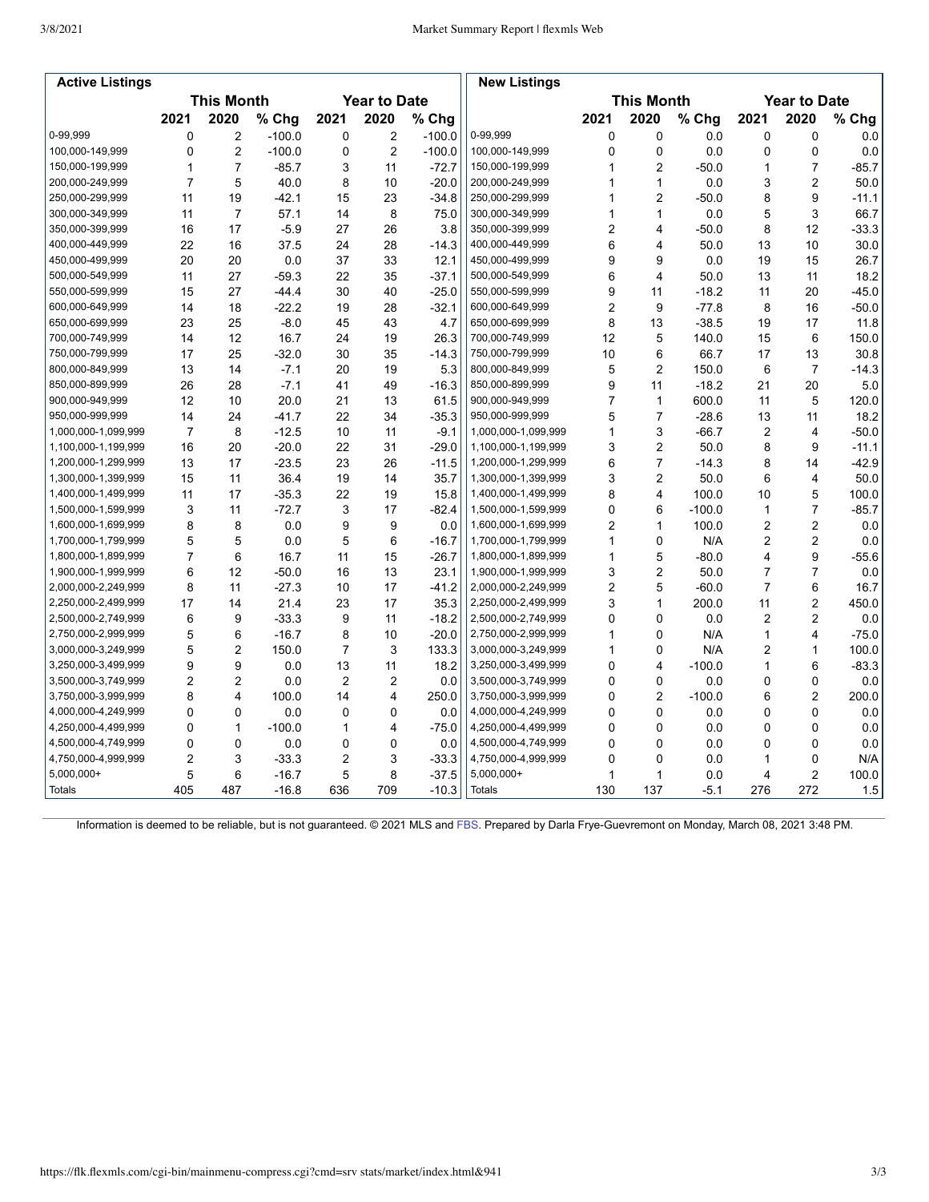## Active Listings

| | This Month | | | Year to Date | | |
|---|---|---|---|---|---|---|
| | 2021 | 2020 | % Chg | 2021 | 2020 | % Chg |
| 0-99,999 | 0 | 2 | -100.0 | 0 | 2 | -100.0 |
| 100,000-149,999 | 0 | 2 | -100.0 | 0 | 2 | -100.0 |
| 150,000-199,999 | 1 | 7 | -85.7 | 3 | 11 | -72.7 |
| 200,000-249,999 | 7 | 5 | 40.0 | 8 | 10 | -20.0 |
| 250,000-299,999 | 11 | 19 | -42.1 | 15 | 23 | -34.8 |
| 300,000-349,999 | 11 | 7 | 57.1 | 14 | 8 | 75.0 |
| 350,000-399,999 | 16 | 17 | -5.9 | 27 | 26 | 3.8 |
| 400,000-449,999 | 22 | 16 | 37.5 | 24 | 28 | -14.3 |
| 450,000-499,999 | 20 | 20 | 0.0 | 37 | 33 | 12.1 |
| 500,000-549,999 | 11 | 27 | -59.3 | 22 | 35 | -37.1 |
| 550,000-599,999 | 15 | 27 | -44.4 | 30 | 40 | -25.0 |
| 600,000-649,999 | 14 | 18 | -22.2 | 19 | 28 | -32.1 |
| 650,000-699,999 | 23 | 25 | -8.0 | 45 | 43 | 4.7 |
| 700,000-749,999 | 14 | 12 | 16.7 | 24 | 19 | 26.3 |
| 750,000-799,999 | 17 | 25 | -32.0 | 30 | 35 | -14.3 |
| 800,000-849,999 | 13 | 14 | -7.1 | 20 | 19 | 5.3 |
| 850,000-899,999 | 26 | 28 | -7.1 | 41 | 49 | -16.3 |
| 900,000-949,999 | 12 | 10 | 20.0 | 21 | 13 | 61.5 |
| 950,000-999,999 | 14 | 24 | -41.7 | 22 | 34 | -35.3 |
| 1,000,000-1,099,999 | 7 | 8 | -12.5 | 10 | 11 | -9.1 |
| 1,100,000-1,199,999 | 16 | 20 | -20.0 | 22 | 31 | -29.0 |
| 1,200,000-1,299,999 | 13 | 17 | -23.5 | 23 | 26 | -11.5 |
| 1,300,000-1,399,999 | 15 | 11 | 36.4 | 19 | 14 | 35.7 |
| 1,400,000-1,499,999 | 11 | 17 | -35.3 | 22 | 19 | 15.8 |
| 1,500,000-1,599,999 | 3 | 11 | -72.7 | 3 | 17 | -82.4 |
| 1,600,000-1,699,999 | 8 | 8 | 0.0 | 9 | 9 | 0.0 |
| 1,700,000-1,799,999 | 5 | 5 | 0.0 | 5 | 6 | -16.7 |
| 1,800,000-1,899,999 | 7 | 6 | 16.7 | 11 | 15 | -26.7 |
| 1,900,000-1,999,999 | 6 | 12 | -50.0 | 16 | 13 | 23.1 |
| 2,000,000-2,249,999 | 8 | 11 | -27.3 | 10 | 17 | -41.2 |
| 2,250,000-2,499,999 | 17 | 14 | 21.4 | 23 | 17 | 35.3 |
| 2,500,000-2,749,999 | 6 | 9 | -33.3 | 9 | 11 | -18.2 |
| 2,750,000-2,999,999 | 5 | 6 | -16.7 | 8 | 10 | -20.0 |
| 3,000,000-3,249,999 | 5 | 2 | 150.0 | 7 | 3 | 133.3 |
| 3,250,000-3,499,999 | 9 | 9 | 0.0 | 13 | 11 | 18.2 |
| 3,500,000-3,749,999 | 2 | 2 | 0.0 | 2 | 2 | 0.0 |
| 3,750,000-3,999,999 | 8 | 4 | 100.0 | 14 | 4 | 250.0 |
| 4,000,000-4,249,999 | 0 | 0 | 0.0 | 0 | 0 | 0.0 |
| 4,250,000-4,499,999 | 0 | 1 | -100.0 | 1 | 4 | -75.0 |
| 4,500,000-4,749,999 | 0 | 0 | 0.0 | 0 | 0 | 0.0 |
| 4,750,000-4,999,999 | 2 | 3 | -33.3 | 2 | 3 | -33.3 |
| 5,000,000+ | 5 | 6 | -16.7 | 5 | 8 | -37.5 |
| Totals | 405 | 487 | -16.8 | 636 | 709 | -10.3 |

## New Listings

| | This Month | | | Year to Date | | |
|---|---|---|---|---|---|---|
| | 2021 | 2020 | % Chg | 2021 | 2020 | % Chg |
| 0-99,999 | 0 | 0 | 0.0 | 0 | 0 | 0.0 |
| 100,000-149,999 | 0 | 0 | 0.0 | 0 | 0 | 0.0 |
| 150,000-199,999 | 1 | 2 | -50.0 | 1 | 7 | -85.7 |
| 200,000-249,999 | 1 | 1 | 0.0 | 3 | 2 | 50.0 |
| 250,000-299,999 | 1 | 2 | -50.0 | 8 | 9 | -11.1 |
| 300,000-349,999 | 1 | 1 | 0.0 | 5 | 3 | 66.7 |
| 350,000-399,999 | 2 | 4 | -50.0 | 8 | 12 | -33.3 |
| 400,000-449,999 | 6 | 4 | 50.0 | 13 | 10 | 30.0 |
| 450,000-499,999 | 9 | 9 | 0.0 | 19 | 15 | 26.7 |
| 500,000-549,999 | 6 | 4 | 50.0 | 13 | 11 | 18.2 |
| 550,000-599,999 | 9 | 11 | -18.2 | 11 | 20 | -45.0 |
| 600,000-649,999 | 2 | 9 | -77.8 | 8 | 16 | -50.0 |
| 650,000-699,999 | 8 | 13 | -38.5 | 19 | 17 | 11.8 |
| 700,000-749,999 | 12 | 5 | 140.0 | 15 | 6 | 150.0 |
| 750,000-799,999 | 10 | 6 | 66.7 | 17 | 13 | 30.8 |
| 800,000-849,999 | 5 | 2 | 150.0 | 6 | 7 | -14.3 |
| 850,000-899,999 | 9 | 11 | -18.2 | 21 | 20 | 5.0 |
| 900,000-949,999 | 7 | 1 | 600.0 | 11 | 5 | 120.0 |
| 950,000-999,999 | 5 | 7 | -28.6 | 13 | 11 | 18.2 |
| 1,000,000-1,099,999 | 1 | 3 | -66.7 | 2 | 4 | -50.0 |
| 1,100,000-1,199,999 | 3 | 2 | 50.0 | 8 | 9 | -11.1 |
| 1,200,000-1,299,999 | 6 | 7 | -14.3 | 8 | 14 | -42.9 |
| 1,300,000-1,399,999 | 3 | 2 | 50.0 | 6 | 4 | 50.0 |
| 1,400,000-1,499,999 | 8 | 4 | 100.0 | 10 | 5 | 100.0 |
| 1,500,000-1,599,999 | 0 | 6 | -100.0 | 1 | 7 | -85.7 |
| 1,600,000-1,699,999 | 2 | 1 | 100.0 | 2 | 2 | 0.0 |
| 1,700,000-1,799,999 | 1 | 0 | N/A | 2 | 2 | 0.0 |
| 1,800,000-1,899,999 | 1 | 5 | -80.0 | 4 | 9 | -55.6 |
| 1,900,000-1,999,999 | 3 | 2 | 50.0 | 7 | 7 | 0.0 |
| 2,000,000-2,249,999 | 2 | 5 | -60.0 | 7 | 6 | 16.7 |
| 2,250,000-2,499,999 | 3 | 1 | 200.0 | 11 | 2 | 450.0 |
| 2,500,000-2,749,999 | 0 | 0 | 0.0 | 2 | 2 | 0.0 |
| 2,750,000-2,999,999 | 1 | 0 | N/A | 1 | 4 | -75.0 |
| 3,000,000-3,249,999 | 1 | 0 | N/A | 2 | 1 | 100.0 |
| 3,250,000-3,499,999 | 0 | 4 | -100.0 | 1 | 6 | -83.3 |
| 3,500,000-3,749,999 | 0 | 0 | 0.0 | 0 | 0 | 0.0 |
| 3,750,000-3,999,999 | 0 | 2 | -100.0 | 6 | 2 | 200.0 |
| 4,000,000-4,249,999 | 0 | 0 | 0.0 | 0 | 0 | 0.0 |
| 4,250,000-4,499,999 | 0 | 0 | 0.0 | 0 | 0 | 0.0 |
| 4,500,000-4,749,999 | 0 | 0 | 0.0 | 0 | 0 | 0.0 |
| 4,750,000-4,999,999 | 0 | 0 | 0.0 | 1 | 0 | N/A |
| 5,000,000+ | 1 | 1 | 0.0 | 4 | 2 | 100.0 |
| Totals | 130 | 137 | -5.1 | 276 | 272 | 1.5 |

Information is deemed to be reliable, but is not guaranteed. © 2021 MLS and FBS. Prepared by Darla Frye-Guevremont on Monday, March 08, 2021 3:48 PM.